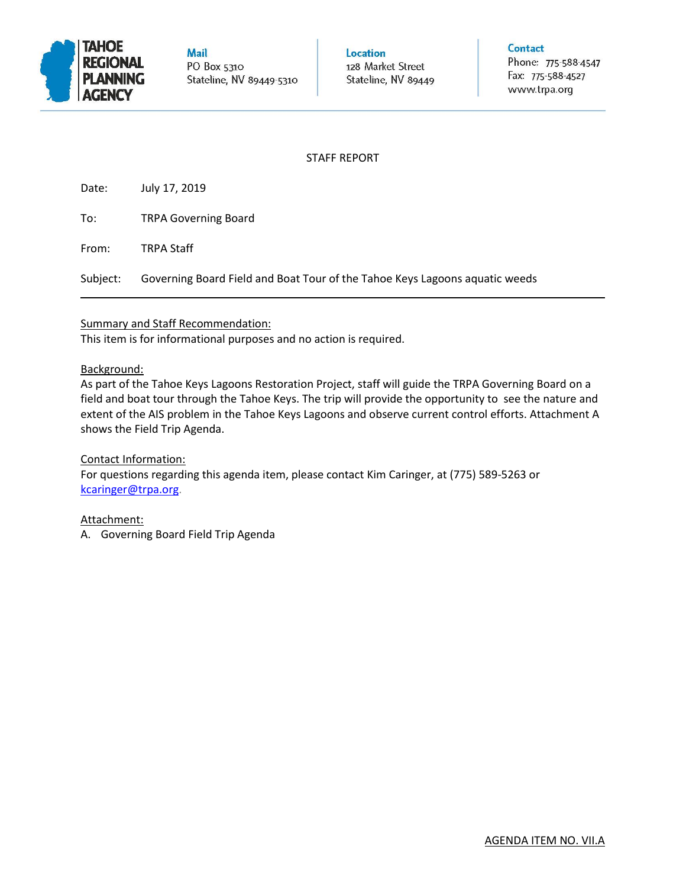TAHOE REGIONAL PLANNING AGENCY

**Mail**
PO Box 5310
Stateline, NV 89449-5310

**Location**
128 Market Street
Stateline, NV 89449

**Contact**
Phone: 775-588-4547
Fax: 775-588-4527
www.trpa.org

STAFF REPORT

Date: July 17, 2019

To: TRPA Governing Board

From: TRPA Staff

Subject: Governing Board Field and Boat Tour of the Tahoe Keys Lagoons aquatic weeds

---

Summary and Staff Recommendation:

This item is for informational purposes and no action is required.

Background:

As part of the Tahoe Keys Lagoons Restoration Project, staff will guide the TRPA Governing Board on a field and boat tour through the Tahoe Keys. The trip will provide the opportunity to see the nature and extent of the AIS problem in the Tahoe Keys Lagoons and observe current control efforts. Attachment A shows the Field Trip Agenda.

Contact Information:

For questions regarding this agenda item, please contact Kim Caringer, at (775) 589-5263 or kcaringer@trpa.org.

Attachment:

A. Governing Board Field Trip Agenda

AGENDA ITEM NO. VII.A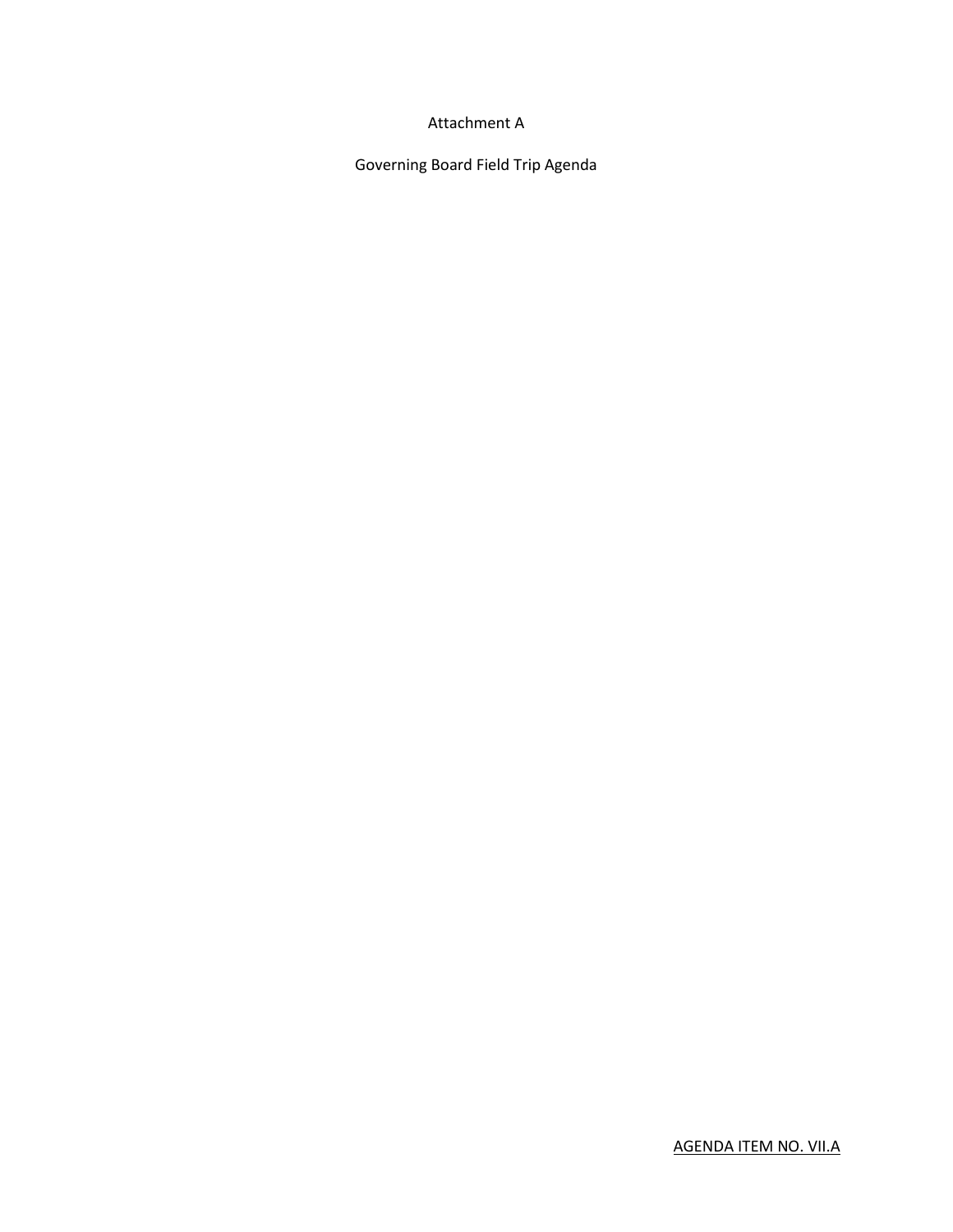Attachment A

Governing Board Field Trip Agenda

AGENDA ITEM NO. VII.A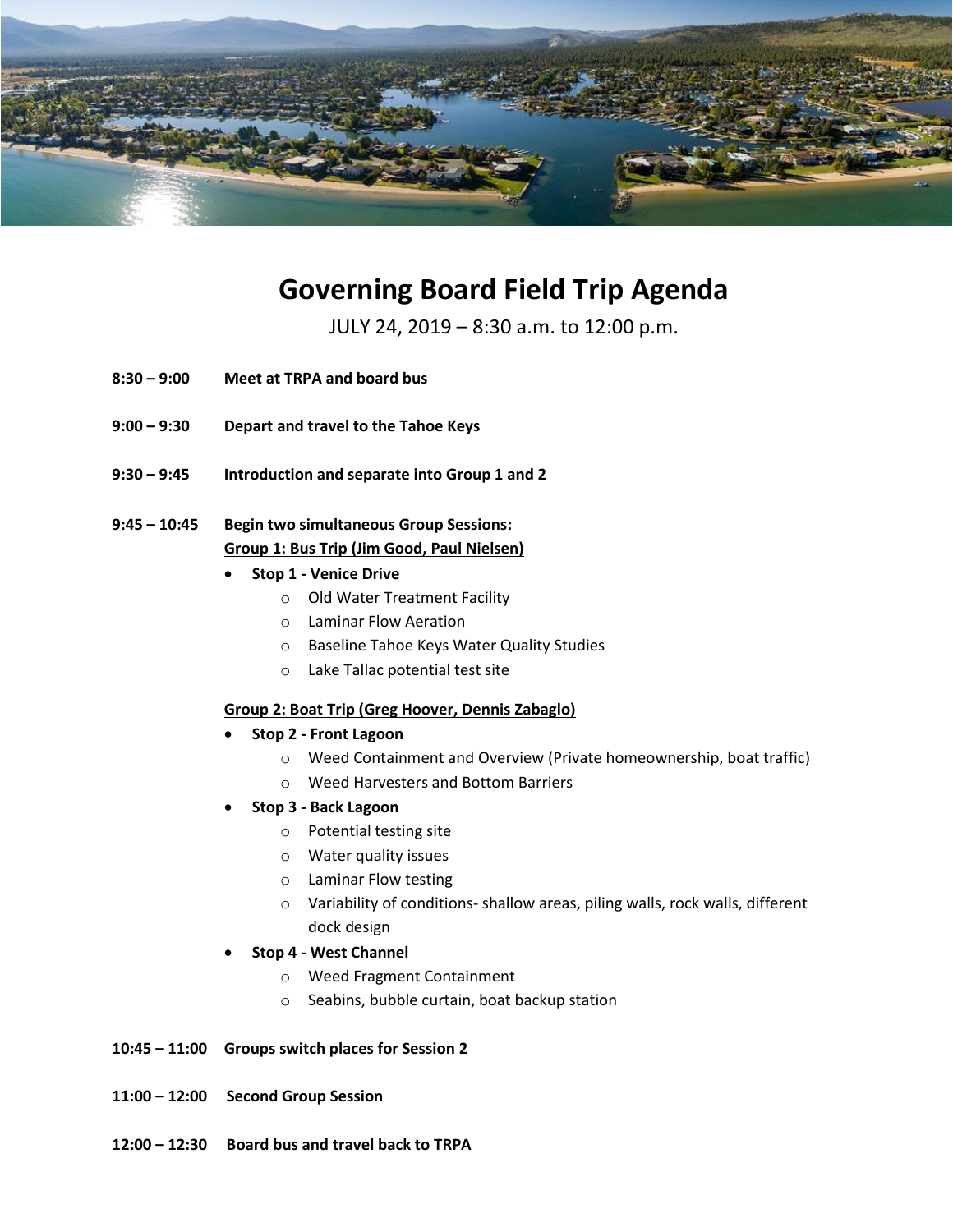# Governing Board Field Trip Agenda

JULY 24, 2019 – 8:30 a.m. to 12:00 p.m.

**8:30 – 9:00** **Meet at TRPA and board bus**

**9:00 – 9:30** **Depart and travel to the Tahoe Keys**

**9:30 – 9:45** **Introduction and separate into Group 1 and 2**

**9:45 – 10:45** **Begin two simultaneous Group Sessions:**

**Group 1: Bus Trip (Jim Good, Paul Nielsen)**

- **Stop 1 - Venice Drive**
  - Old Water Treatment Facility
  - Laminar Flow Aeration
  - Baseline Tahoe Keys Water Quality Studies
  - Lake Tallac potential test site

**Group 2: Boat Trip (Greg Hoover, Dennis Zabaglo)**

- **Stop 2 - Front Lagoon**
  - Weed Containment and Overview (Private homeownership, boat traffic)
  - Weed Harvesters and Bottom Barriers
- **Stop 3 - Back Lagoon**
  - Potential testing site
  - Water quality issues
  - Laminar Flow testing
  - Variability of conditions- shallow areas, piling walls, rock walls, different dock design
- **Stop 4 - West Channel**
  - Weed Fragment Containment
  - Seabins, bubble curtain, boat backup station

**10:45 – 11:00** **Groups switch places for Session 2**

**11:00 – 12:00** **Second Group Session**

**12:00 – 12:30** **Board bus and travel back to TRPA**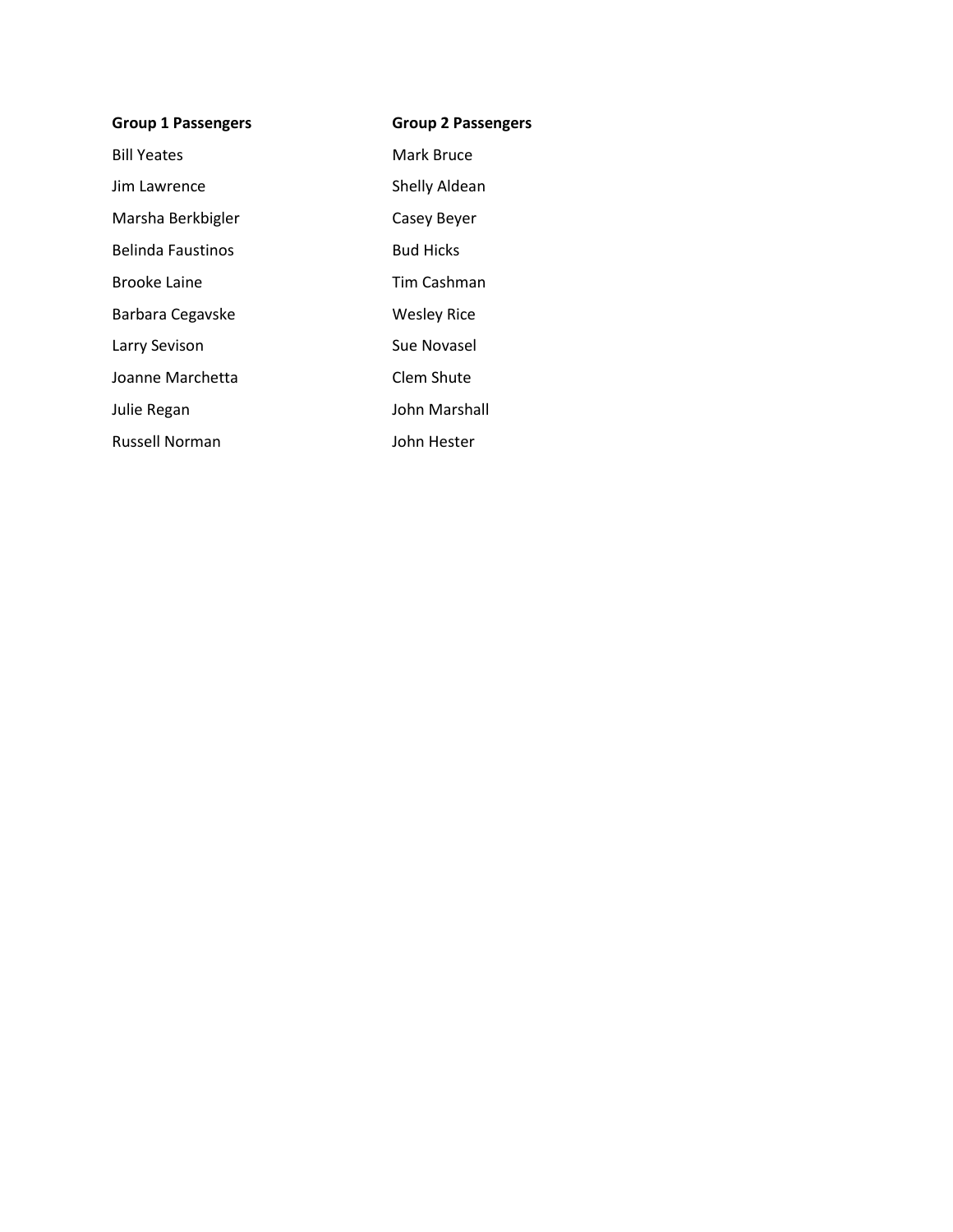| Group 1 Passengers | Group 2 Passengers |
| --- | --- |
| Bill Yeates | Mark Bruce |
| Jim Lawrence | Shelly Aldean |
| Marsha Berkbigler | Casey Beyer |
| Belinda Faustinos | Bud Hicks |
| Brooke Laine | Tim Cashman |
| Barbara Cegavske | Wesley Rice |
| Larry Sevison | Sue Novasel |
| Joanne Marchetta | Clem Shute |
| Julie Regan | John Marshall |
| Russell Norman | John Hester |